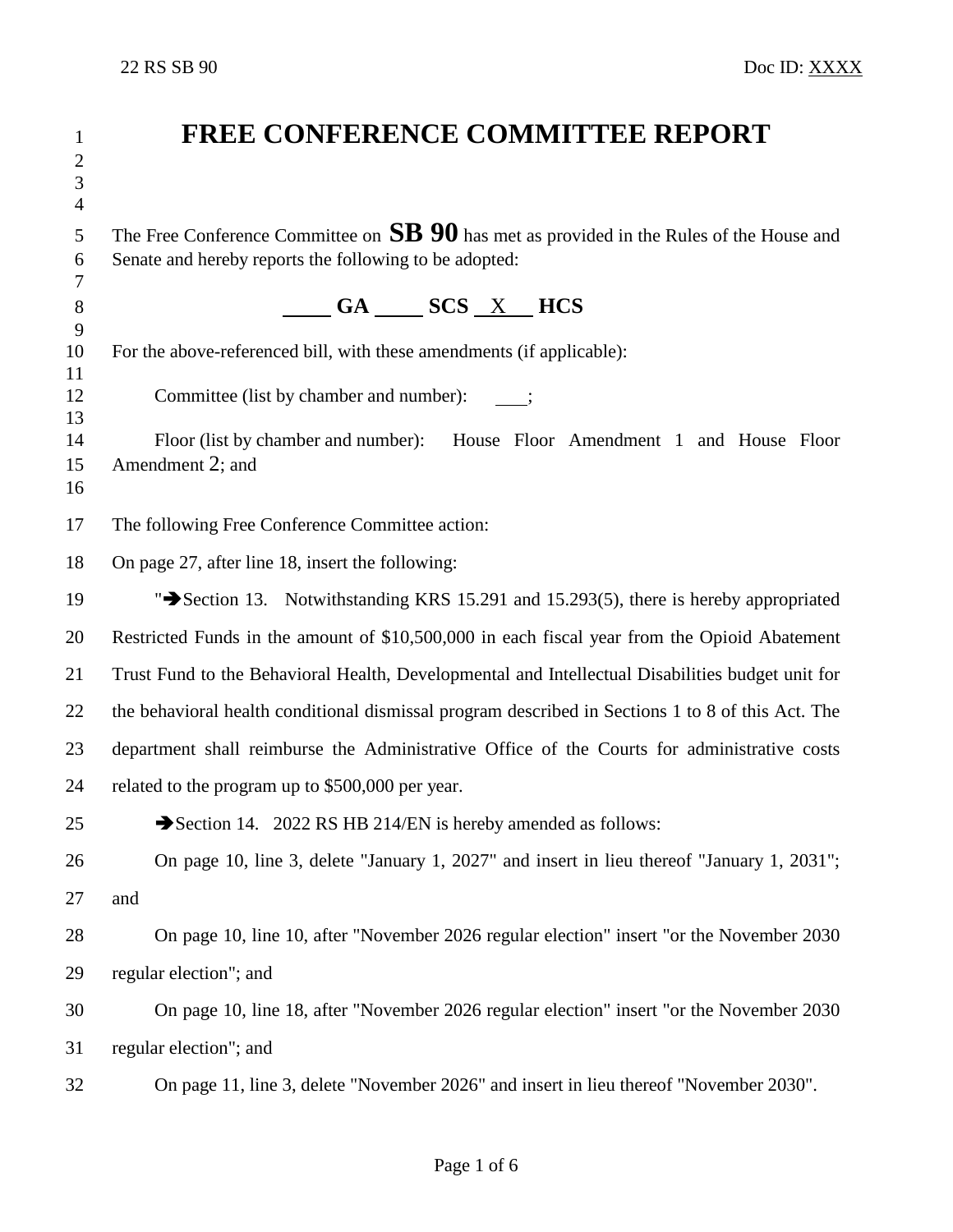# FREE CONFERENCE COMMITTEE REPORT

The Free Conference Committee on **SB 90** has met as provided in the Rules of the House and Senate and hereby reports the following to be adopted:

**\_\_\_\_ GA \_\_\_\_ SCS \_X\_\_ HCS**

For the above-referenced bill, with these amendments (if applicable):

Committee (list by chamber and number): \_\_\_;

Floor (list by chamber and number): House Floor Amendment 1 and House Floor Amendment 2; and

The following Free Conference Committee action:

On page 27, after line 18, insert the following:

"➔Section 13. Notwithstanding KRS 15.291 and 15.293(5), there is hereby appropriated Restricted Funds in the amount of $10,500,000 in each fiscal year from the Opioid Abatement Trust Fund to the Behavioral Health, Developmental and Intellectual Disabilities budget unit for the behavioral health conditional dismissal program described in Sections 1 to 8 of this Act. The department shall reimburse the Administrative Office of the Courts for administrative costs related to the program up to $500,000 per year.

➔Section 14. 2022 RS HB 214/EN is hereby amended as follows:

On page 10, line 3, delete "January 1, 2027" and insert in lieu thereof "January 1, 2031"; and

On page 10, line 10, after "November 2026 regular election" insert "or the November 2030 regular election"; and

On page 10, line 18, after "November 2026 regular election" insert "or the November 2030 regular election"; and

On page 11, line 3, delete "November 2026" and insert in lieu thereof "November 2030".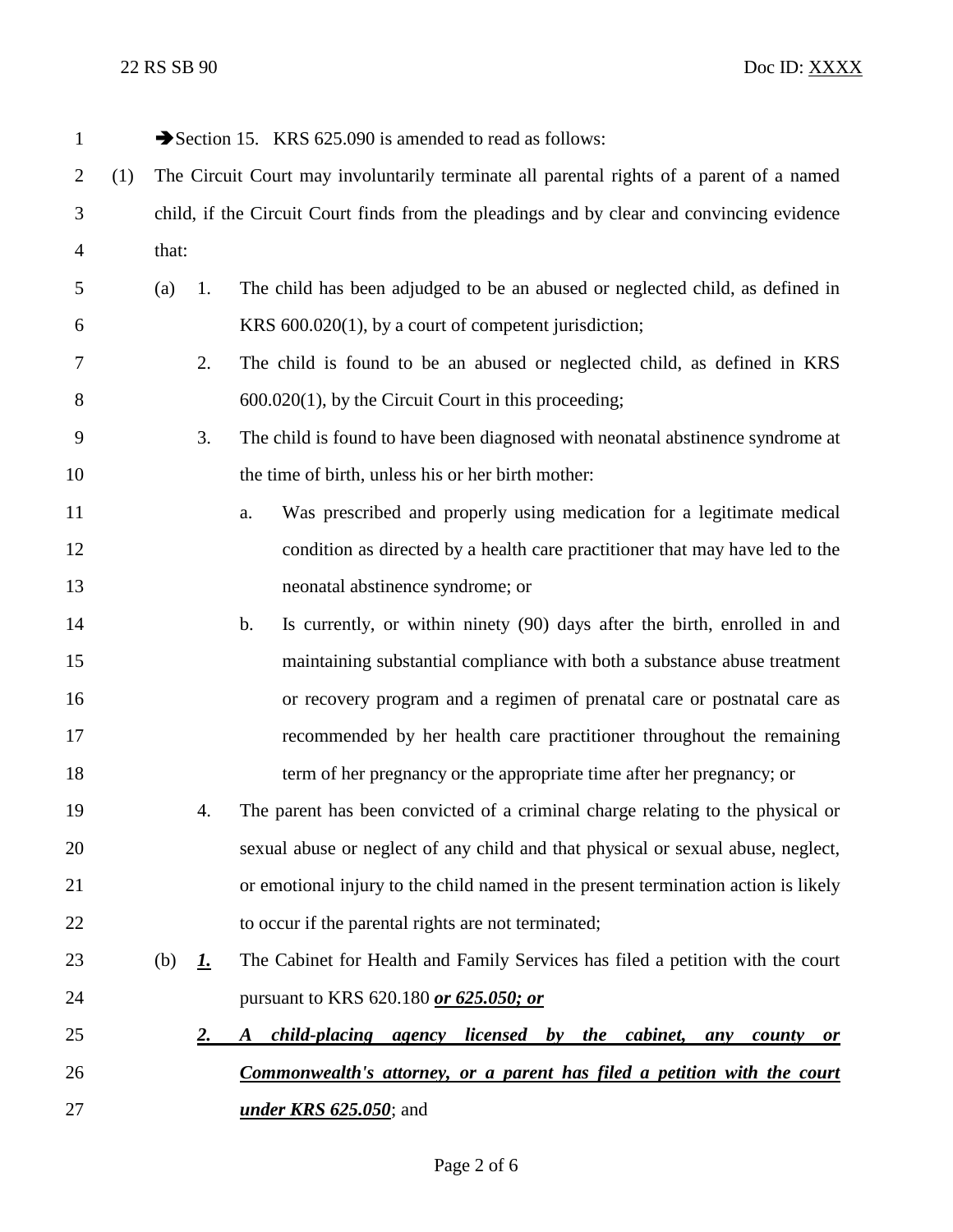➔Section 15. KRS 625.090 is amended to read as follows:

(1) The Circuit Court may involuntarily terminate all parental rights of a parent of a named child, if the Circuit Court finds from the pleadings and by clear and convincing evidence that:

(a) 1. The child has been adjudged to be an abused or neglected child, as defined in KRS 600.020(1), by a court of competent jurisdiction;

2. The child is found to be an abused or neglected child, as defined in KRS 600.020(1), by the Circuit Court in this proceeding;

3. The child is found to have been diagnosed with neonatal abstinence syndrome at the time of birth, unless his or her birth mother:

a. Was prescribed and properly using medication for a legitimate medical condition as directed by a health care practitioner that may have led to the neonatal abstinence syndrome; or

b. Is currently, or within ninety (90) days after the birth, enrolled in and maintaining substantial compliance with both a substance abuse treatment or recovery program and a regimen of prenatal care or postnatal care as recommended by her health care practitioner throughout the remaining term of her pregnancy or the appropriate time after her pregnancy; or

4. The parent has been convicted of a criminal charge relating to the physical or sexual abuse or neglect of any child and that physical or sexual abuse, neglect, or emotional injury to the child named in the present termination action is likely to occur if the parental rights are not terminated;

(b) ***1.*** The Cabinet for Health and Family Services has filed a petition with the court pursuant to KRS 620.180 ***or 625.050; or***

***2. A child-placing agency licensed by the cabinet, any county or Commonwealth's attorney, or a parent has filed a petition with the court under KRS 625.050***; and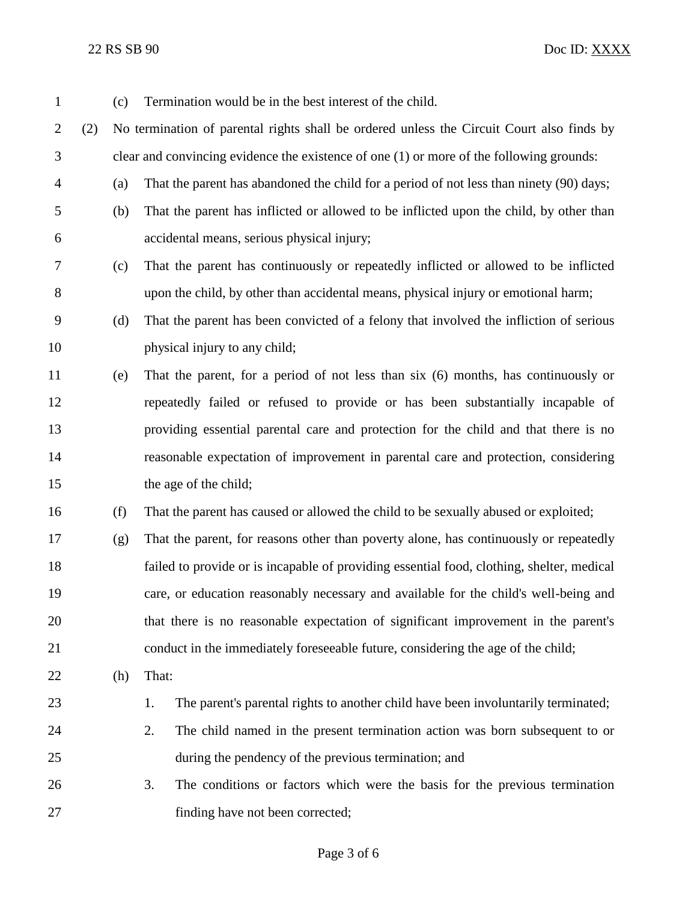(c) Termination would be in the best interest of the child.

(2) No termination of parental rights shall be ordered unless the Circuit Court also finds by clear and convincing evidence the existence of one (1) or more of the following grounds:

(a) That the parent has abandoned the child for a period of not less than ninety (90) days;

(b) That the parent has inflicted or allowed to be inflicted upon the child, by other than accidental means, serious physical injury;

(c) That the parent has continuously or repeatedly inflicted or allowed to be inflicted upon the child, by other than accidental means, physical injury or emotional harm;

(d) That the parent has been convicted of a felony that involved the infliction of serious physical injury to any child;

(e) That the parent, for a period of not less than six (6) months, has continuously or repeatedly failed or refused to provide or has been substantially incapable of providing essential parental care and protection for the child and that there is no reasonable expectation of improvement in parental care and protection, considering the age of the child;

(f) That the parent has caused or allowed the child to be sexually abused or exploited;

(g) That the parent, for reasons other than poverty alone, has continuously or repeatedly failed to provide or is incapable of providing essential food, clothing, shelter, medical care, or education reasonably necessary and available for the child's well-being and that there is no reasonable expectation of significant improvement in the parent's conduct in the immediately foreseeable future, considering the age of the child;

(h) That:

1. The parent's parental rights to another child have been involuntarily terminated;
2. The child named in the present termination action was born subsequent to or during the pendency of the previous termination; and
3. The conditions or factors which were the basis for the previous termination finding have not been corrected;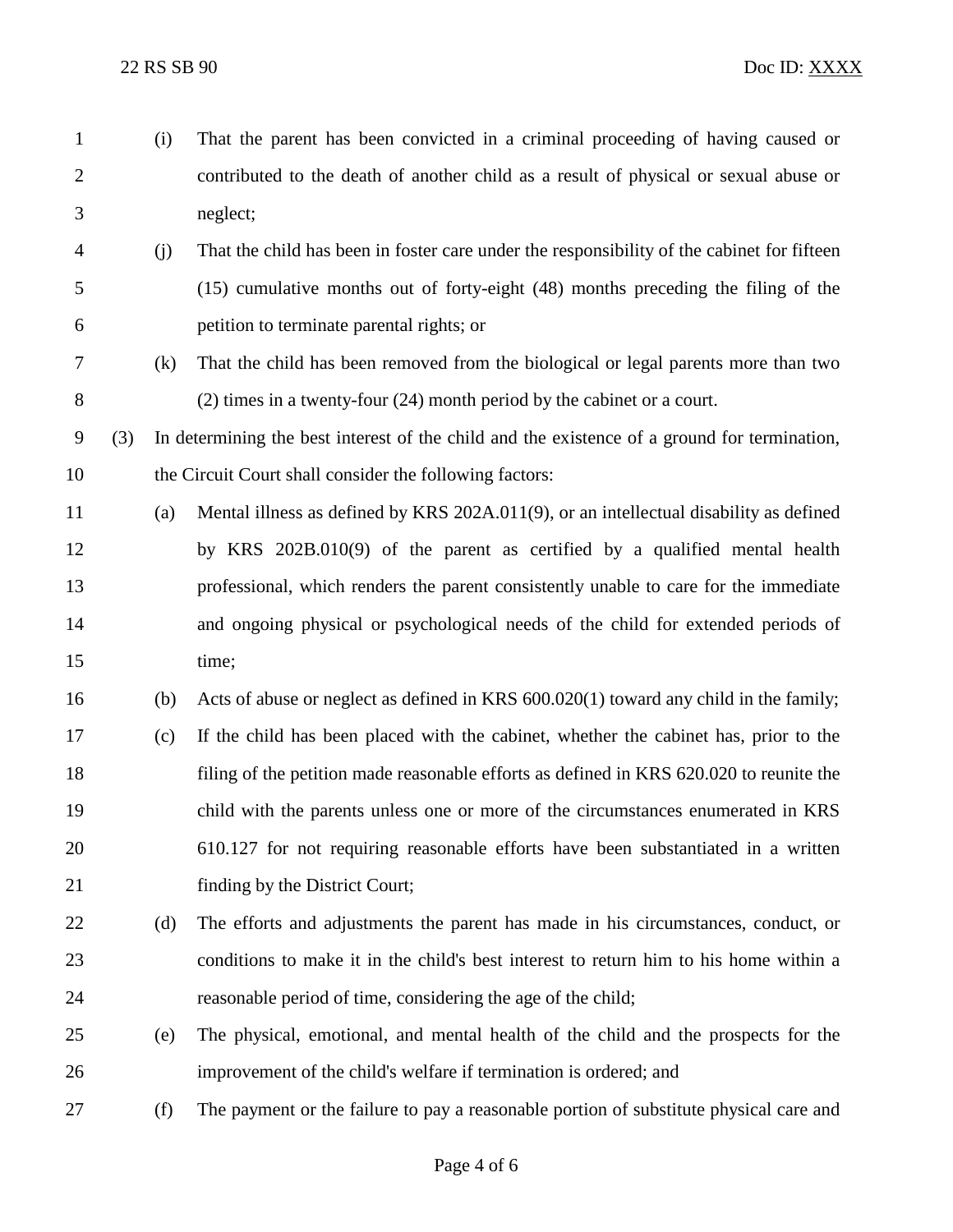(i) That the parent has been convicted in a criminal proceeding of having caused or contributed to the death of another child as a result of physical or sexual abuse or neglect;

(j) That the child has been in foster care under the responsibility of the cabinet for fifteen (15) cumulative months out of forty-eight (48) months preceding the filing of the petition to terminate parental rights; or

(k) That the child has been removed from the biological or legal parents more than two (2) times in a twenty-four (24) month period by the cabinet or a court.

(3) In determining the best interest of the child and the existence of a ground for termination, the Circuit Court shall consider the following factors:

(a) Mental illness as defined by KRS 202A.011(9), or an intellectual disability as defined by KRS 202B.010(9) of the parent as certified by a qualified mental health professional, which renders the parent consistently unable to care for the immediate and ongoing physical or psychological needs of the child for extended periods of time;

(b) Acts of abuse or neglect as defined in KRS 600.020(1) toward any child in the family;

(c) If the child has been placed with the cabinet, whether the cabinet has, prior to the filing of the petition made reasonable efforts as defined in KRS 620.020 to reunite the child with the parents unless one or more of the circumstances enumerated in KRS 610.127 for not requiring reasonable efforts have been substantiated in a written finding by the District Court;

(d) The efforts and adjustments the parent has made in his circumstances, conduct, or conditions to make it in the child's best interest to return him to his home within a reasonable period of time, considering the age of the child;

(e) The physical, emotional, and mental health of the child and the prospects for the improvement of the child's welfare if termination is ordered; and

(f) The payment or the failure to pay a reasonable portion of substitute physical care and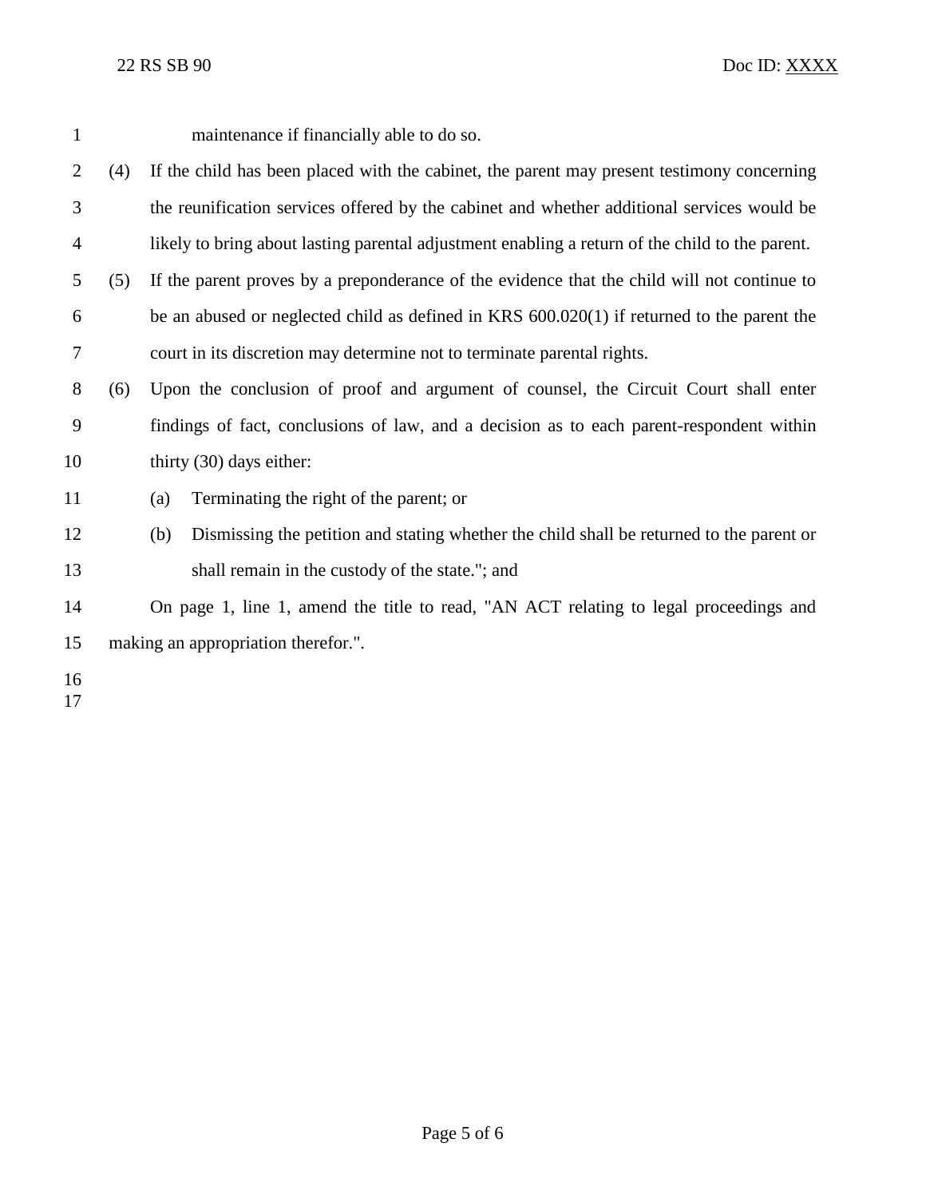maintenance if financially able to do so.

(4) If the child has been placed with the cabinet, the parent may present testimony concerning the reunification services offered by the cabinet and whether additional services would be likely to bring about lasting parental adjustment enabling a return of the child to the parent.

(5) If the parent proves by a preponderance of the evidence that the child will not continue to be an abused or neglected child as defined in KRS 600.020(1) if returned to the parent the court in its discretion may determine not to terminate parental rights.

(6) Upon the conclusion of proof and argument of counsel, the Circuit Court shall enter findings of fact, conclusions of law, and a decision as to each parent-respondent within thirty (30) days either:

(a) Terminating the right of the parent; or

(b) Dismissing the petition and stating whether the child shall be returned to the parent or shall remain in the custody of the state."; and

On page 1, line 1, amend the title to read, "AN ACT relating to legal proceedings and making an appropriation therefor.".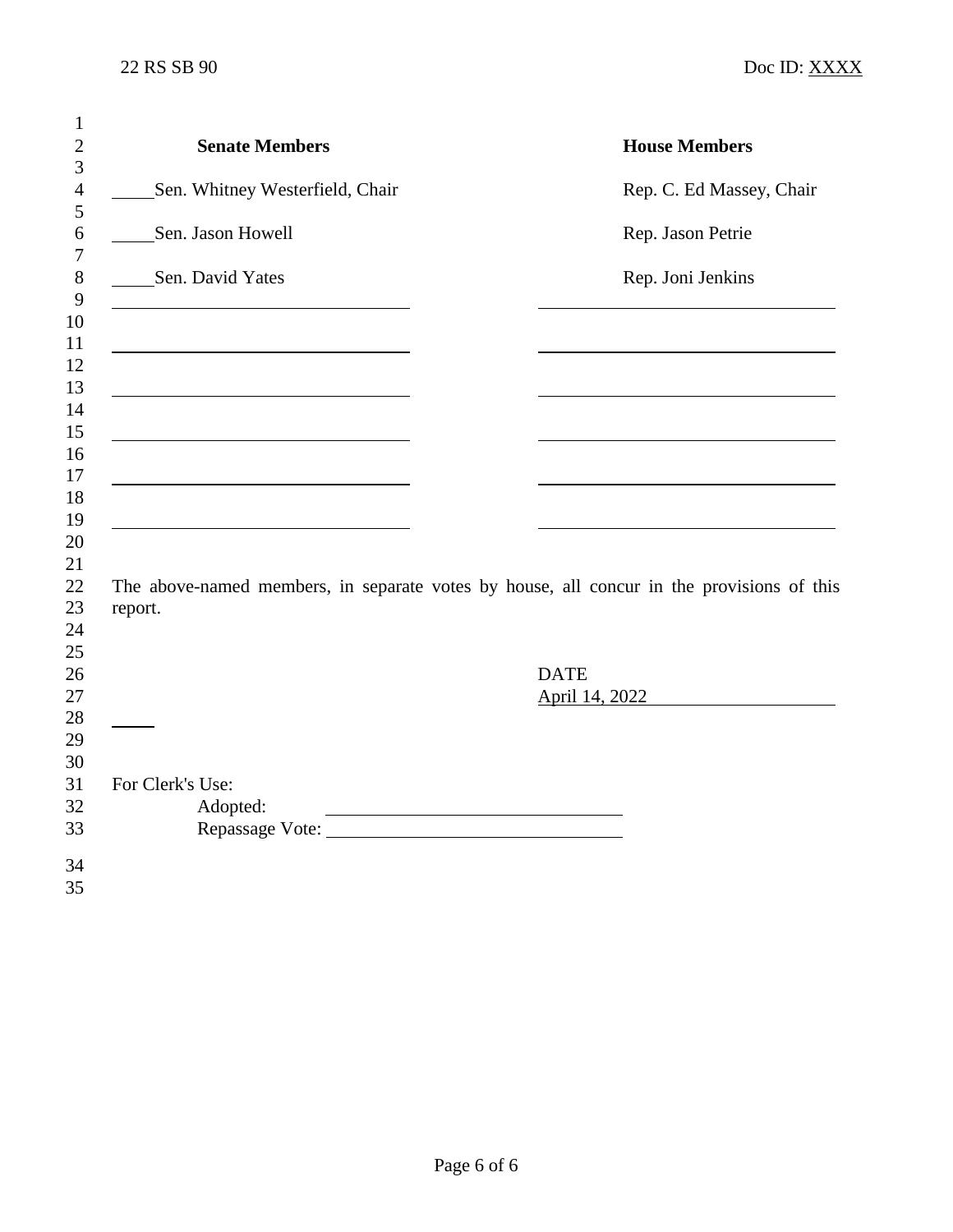| Senate Members | House Members |
|---|---|
| _____Sen. Whitney Westerfield, Chair | Rep. C. Ed Massey, Chair |
| _____Sen. Jason Howell | Rep. Jason Petrie |
| _____Sen. David Yates | Rep. Joni Jenkins |

The above-named members, in separate votes by house, all concur in the provisions of this report.

DATE
April 14, 2022

For Clerk's Use:

Adopted: ______________________

Repassage Vote: ______________________